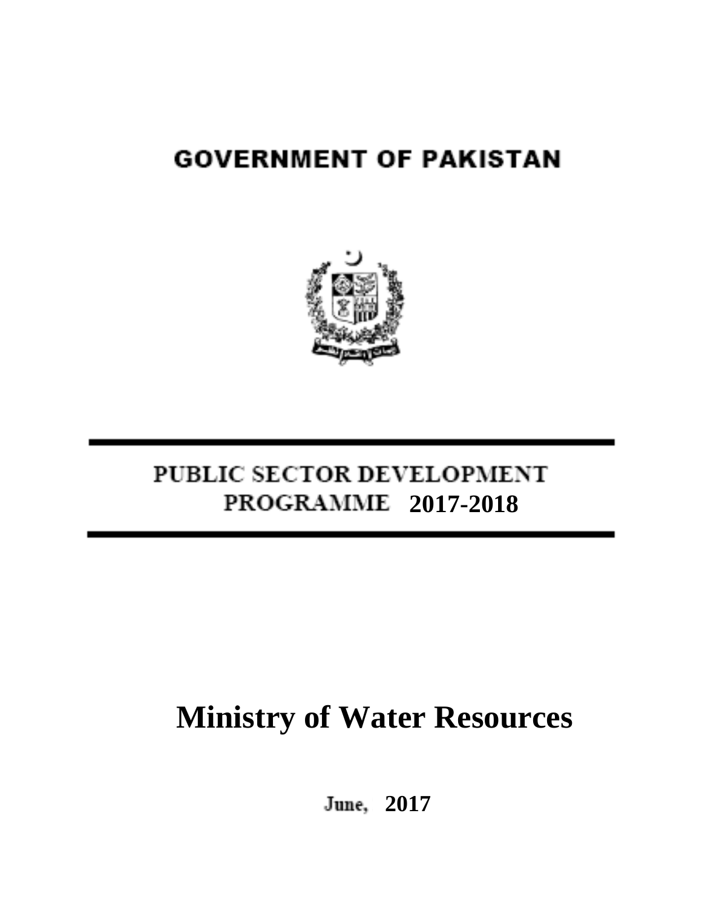# GOVERNMENT OF PAKISTAN

## PUBLIC SECTOR DEVELOPMENT PROGRAMME 2017-2018

# Ministry of Water Resources

June, 2017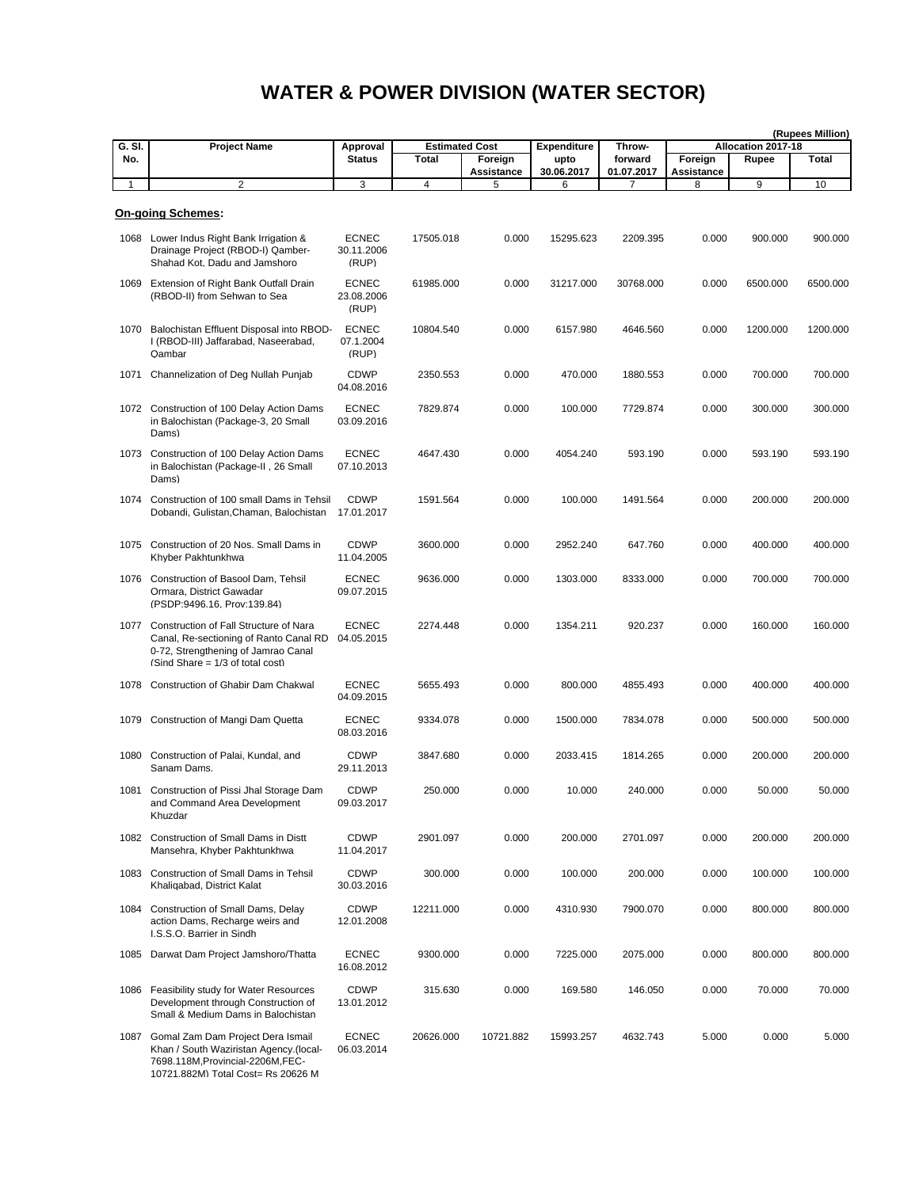# WATER & POWER DIVISION (WATER SECTOR)

(Rupees Million)

| G. Sl. No. | Project Name | Approval Status | Estimated Cost | | Expenditure upto 30.06.2017 | Throw-forward 01.07.2017 | Allocation 2017-18 | | |
|---|---|---|---|---|---|---|---|---|---|
| | | | Total | Foreign Assistance | | | Foreign Assistance | Rupee | Total |
| 1 | 2 | 3 | 4 | 5 | 6 | 7 | 8 | 9 | 10 |
| | **On-going Schemes:** | | | | | | | | |
| 1068 | Lower Indus Right Bank Irrigation & Drainage Project (RBOD-I) Qamber-Shahad Kot, Dadu and Jamshoro | ECNEC 30.11.2006 (RUP) | 17505.018 | 0.000 | 15295.623 | 2209.395 | 0.000 | 900.000 | 900.000 |
| 1069 | Extension of Right Bank Outfall Drain (RBOD-II) from Sehwan to Sea | ECNEC 23.08.2006 (RUP) | 61985.000 | 0.000 | 31217.000 | 30768.000 | 0.000 | 6500.000 | 6500.000 |
| 1070 | Balochistan Effluent Disposal into RBOD-I (RBOD-III) Jaffarabad, Naseerabad, Qambar | ECNEC 07.1.2004 (RUP) | 10804.540 | 0.000 | 6157.980 | 4646.560 | 0.000 | 1200.000 | 1200.000 |
| 1071 | Channelization of Deg Nullah Punjab | CDWP 04.08.2016 | 2350.553 | 0.000 | 470.000 | 1880.553 | 0.000 | 700.000 | 700.000 |
| 1072 | Construction of 100 Delay Action Dams in Balochistan (Package-3, 20 Small Dams) | ECNEC 03.09.2016 | 7829.874 | 0.000 | 100.000 | 7729.874 | 0.000 | 300.000 | 300.000 |
| 1073 | Construction of 100 Delay Action Dams in Balochistan (Package-II , 26 Small Dams) | ECNEC 07.10.2013 | 4647.430 | 0.000 | 4054.240 | 593.190 | 0.000 | 593.190 | 593.190 |
| 1074 | Construction of 100 small Dams in Tehsil Dobandi, Gulistan,Chaman, Balochistan | CDWP 17.01.2017 | 1591.564 | 0.000 | 100.000 | 1491.564 | 0.000 | 200.000 | 200.000 |
| 1075 | Construction of 20 Nos. Small Dams in Khyber Pakhtunkhwa | CDWP 11.04.2005 | 3600.000 | 0.000 | 2952.240 | 647.760 | 0.000 | 400.000 | 400.000 |
| 1076 | Construction of Basool Dam, Tehsil Ormara, District Gawadar (PSDP:9496.16, Prov:139.84) | ECNEC 09.07.2015 | 9636.000 | 0.000 | 1303.000 | 8333.000 | 0.000 | 700.000 | 700.000 |
| 1077 | Construction of Fall Structure of Nara Canal, Re-sectioning of Ranto Canal RD 0-72, Strengthening of Jamrao Canal (Sind Share = 1/3 of total cost) | ECNEC 04.05.2015 | 2274.448 | 0.000 | 1354.211 | 920.237 | 0.000 | 160.000 | 160.000 |
| 1078 | Construction of Ghabir Dam Chakwal | ECNEC 04.09.2015 | 5655.493 | 0.000 | 800.000 | 4855.493 | 0.000 | 400.000 | 400.000 |
| 1079 | Construction of Mangi Dam Quetta | ECNEC 08.03.2016 | 9334.078 | 0.000 | 1500.000 | 7834.078 | 0.000 | 500.000 | 500.000 |
| 1080 | Construction of Palai, Kundal, and Sanam Dams. | CDWP 29.11.2013 | 3847.680 | 0.000 | 2033.415 | 1814.265 | 0.000 | 200.000 | 200.000 |
| 1081 | Construction of Pissi Jhal Storage Dam and Command Area Development Khuzdar | CDWP 09.03.2017 | 250.000 | 0.000 | 10.000 | 240.000 | 0.000 | 50.000 | 50.000 |
| 1082 | Construction of Small Dams in Distt Mansehra, Khyber Pakhtunkhwa | CDWP 11.04.2017 | 2901.097 | 0.000 | 200.000 | 2701.097 | 0.000 | 200.000 | 200.000 |
| 1083 | Construction of Small Dams in Tehsil Khaliqabad, District Kalat | CDWP 30.03.2016 | 300.000 | 0.000 | 100.000 | 200.000 | 0.000 | 100.000 | 100.000 |
| 1084 | Construction of Small Dams, Delay action Dams, Recharge weirs and I.S.S.O. Barrier in Sindh | CDWP 12.01.2008 | 12211.000 | 0.000 | 4310.930 | 7900.070 | 0.000 | 800.000 | 800.000 |
| 1085 | Darwat Dam Project Jamshoro/Thatta | ECNEC 16.08.2012 | 9300.000 | 0.000 | 7225.000 | 2075.000 | 0.000 | 800.000 | 800.000 |
| 1086 | Feasibility study for Water Resources Development through Construction of Small & Medium Dams in Balochistan | CDWP 13.01.2012 | 315.630 | 0.000 | 169.580 | 146.050 | 0.000 | 70.000 | 70.000 |
| 1087 | Gomal Zam Dam Project Dera Ismail Khan / South Waziristan Agency.(local-7698.118M,Provincial-2206M,FEC-10721.882M) Total Cost= Rs 20626 M | ECNEC 06.03.2014 | 20626.000 | 10721.882 | 15993.257 | 4632.743 | 5.000 | 0.000 | 5.000 |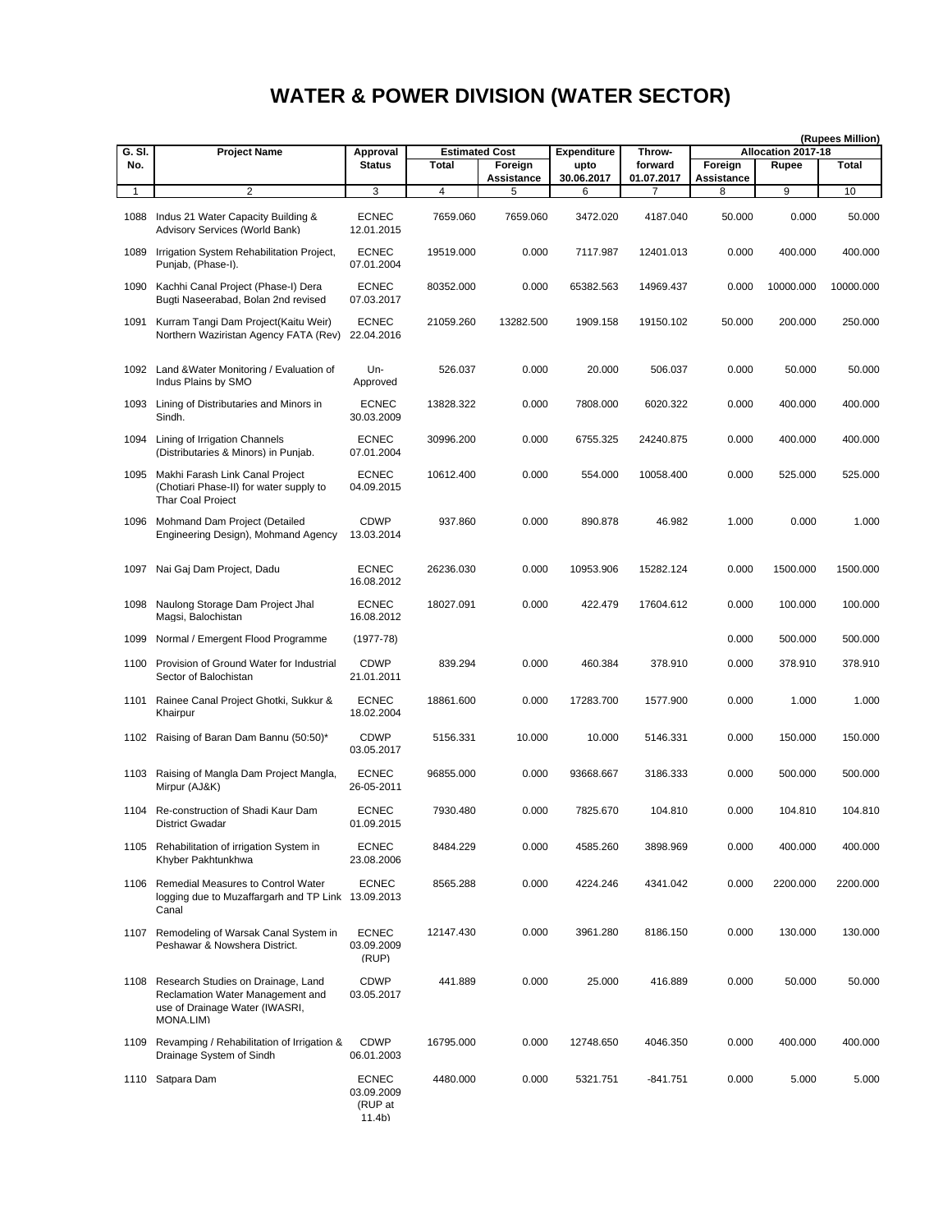# WATER & POWER DIVISION (WATER SECTOR)

(Rupees Million)

| G. Sl. No. | Project Name | Approval Status | Estimated Cost | | Expenditure upto 30.06.2017 | Throw-forward 01.07.2017 | Allocation 2017-18 | | |
|---|---|---|---|---|---|---|---|---|---|
| | | | Total | Foreign Assistance | | | Foreign Assistance | Rupee | Total |
| 1 | 2 | 3 | 4 | 5 | 6 | 7 | 8 | 9 | 10 |
| 1088 | Indus 21 Water Capacity Building & Advisory Services (World Bank) | ECNEC 12.01.2015 | 7659.060 | 7659.060 | 3472.020 | 4187.040 | 50.000 | 0.000 | 50.000 |
| 1089 | Irrigation System Rehabilitation Project, Punjab, (Phase-I). | ECNEC 07.01.2004 | 19519.000 | 0.000 | 7117.987 | 12401.013 | 0.000 | 400.000 | 400.000 |
| 1090 | Kachhi Canal Project (Phase-I) Dera Bugti Naseerabad, Bolan 2nd revised | ECNEC 07.03.2017 | 80352.000 | 0.000 | 65382.563 | 14969.437 | 0.000 | 10000.000 | 10000.000 |
| 1091 | Kurram Tangi Dam Project(Kaitu Weir) Northern Waziristan Agency FATA (Rev) | ECNEC 22.04.2016 | 21059.260 | 13282.500 | 1909.158 | 19150.102 | 50.000 | 200.000 | 250.000 |
| 1092 | Land &Water Monitoring / Evaluation of Indus Plains by SMO | Un-Approved | 526.037 | 0.000 | 20.000 | 506.037 | 0.000 | 50.000 | 50.000 |
| 1093 | Lining of Distributaries and Minors in Sindh. | ECNEC 30.03.2009 | 13828.322 | 0.000 | 7808.000 | 6020.322 | 0.000 | 400.000 | 400.000 |
| 1094 | Lining of Irrigation Channels (Distributaries & Minors) in Punjab. | ECNEC 07.01.2004 | 30996.200 | 0.000 | 6755.325 | 24240.875 | 0.000 | 400.000 | 400.000 |
| 1095 | Makhi Farash Link Canal Project (Chotiari Phase-II) for water supply to Thar Coal Project | ECNEC 04.09.2015 | 10612.400 | 0.000 | 554.000 | 10058.400 | 0.000 | 525.000 | 525.000 |
| 1096 | Mohmand Dam Project (Detailed Engineering Design), Mohmand Agency | CDWP 13.03.2014 | 937.860 | 0.000 | 890.878 | 46.982 | 1.000 | 0.000 | 1.000 |
| 1097 | Nai Gaj Dam Project, Dadu | ECNEC 16.08.2012 | 26236.030 | 0.000 | 10953.906 | 15282.124 | 0.000 | 1500.000 | 1500.000 |
| 1098 | Naulong Storage Dam Project Jhal Magsi, Balochistan | ECNEC 16.08.2012 | 18027.091 | 0.000 | 422.479 | 17604.612 | 0.000 | 100.000 | 100.000 |
| 1099 | Normal / Emergent Flood Programme | (1977-78) | | | | | 0.000 | 500.000 | 500.000 |
| 1100 | Provision of Ground Water for Industrial Sector of Balochistan | CDWP 21.01.2011 | 839.294 | 0.000 | 460.384 | 378.910 | 0.000 | 378.910 | 378.910 |
| 1101 | Rainee Canal Project Ghotki, Sukkur & Khairpur | ECNEC 18.02.2004 | 18861.600 | 0.000 | 17283.700 | 1577.900 | 0.000 | 1.000 | 1.000 |
| 1102 | Raising of Baran Dam Bannu (50:50)* | CDWP 03.05.2017 | 5156.331 | 10.000 | 10.000 | 5146.331 | 0.000 | 150.000 | 150.000 |
| 1103 | Raising of Mangla Dam Project Mangla, Mirpur (AJ&K) | ECNEC 26-05-2011 | 96855.000 | 0.000 | 93668.667 | 3186.333 | 0.000 | 500.000 | 500.000 |
| 1104 | Re-construction of Shadi Kaur Dam District Gwadar | ECNEC 01.09.2015 | 7930.480 | 0.000 | 7825.670 | 104.810 | 0.000 | 104.810 | 104.810 |
| 1105 | Rehabilitation of irrigation System in Khyber Pakhtunkhwa | ECNEC 23.08.2006 | 8484.229 | 0.000 | 4585.260 | 3898.969 | 0.000 | 400.000 | 400.000 |
| 1106 | Remedial Measures to Control Water logging due to Muzaffargarh and TP Link Canal | ECNEC 13.09.2013 | 8565.288 | 0.000 | 4224.246 | 4341.042 | 0.000 | 2200.000 | 2200.000 |
| 1107 | Remodeling of Warsak Canal System in Peshawar & Nowshera District. | ECNEC 03.09.2009 (RUP) | 12147.430 | 0.000 | 3961.280 | 8186.150 | 0.000 | 130.000 | 130.000 |
| 1108 | Research Studies on Drainage, Land Reclamation Water Management and use of Drainage Water (IWASRI, MONA.LIM) | CDWP 03.05.2017 | 441.889 | 0.000 | 25.000 | 416.889 | 0.000 | 50.000 | 50.000 |
| 1109 | Revamping / Rehabilitation of Irrigation & Drainage System of Sindh | CDWP 06.01.2003 | 16795.000 | 0.000 | 12748.650 | 4046.350 | 0.000 | 400.000 | 400.000 |
| 1110 | Satpara Dam | ECNEC 03.09.2009 (RUP at 11.4b) | 4480.000 | 0.000 | 5321.751 | -841.751 | 0.000 | 5.000 | 5.000 |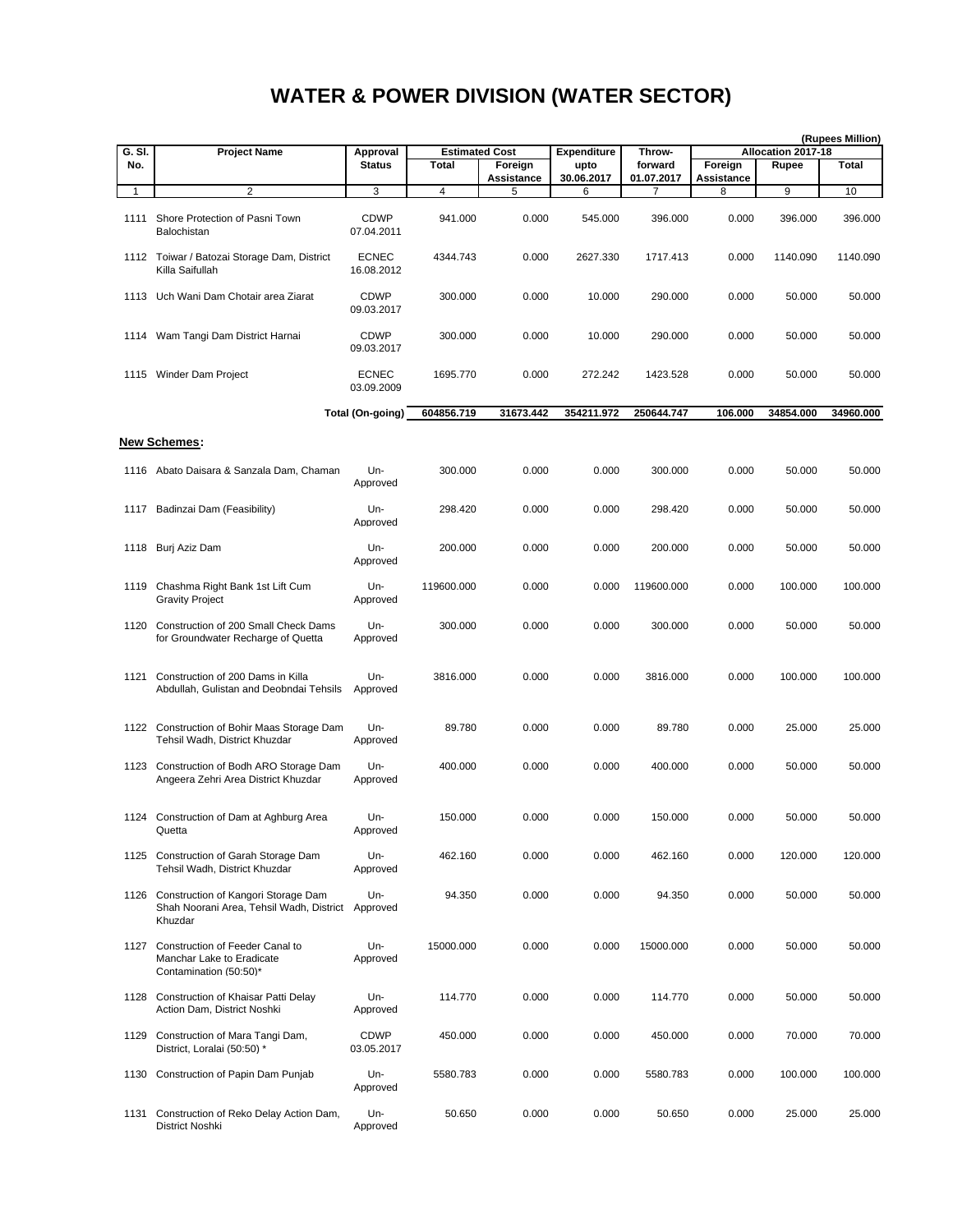# WATER & POWER DIVISION (WATER SECTOR)

(Rupees Million)

| G. Sl. No. | Project Name | Approval Status | Estimated Cost | | Expenditure upto 30.06.2017 | Throw-forward 01.07.2017 | Allocation 2017-18 | | |
|---|---|---|---|---|---|---|---|---|---|
| | | | Total | Foreign Assistance | | | Foreign Assistance | Rupee | Total |
| 1 | 2 | 3 | 4 | 5 | 6 | 7 | 8 | 9 | 10 |
| 1111 | Shore Protection of Pasni Town Balochistan | CDWP 07.04.2011 | 941.000 | 0.000 | 545.000 | 396.000 | 0.000 | 396.000 | 396.000 |
| 1112 | Toiwar / Batozai Storage Dam, District Killa Saifullah | ECNEC 16.08.2012 | 4344.743 | 0.000 | 2627.330 | 1717.413 | 0.000 | 1140.090 | 1140.090 |
| 1113 | Uch Wani Dam Chotair area Ziarat | CDWP 09.03.2017 | 300.000 | 0.000 | 10.000 | 290.000 | 0.000 | 50.000 | 50.000 |
| 1114 | Wam Tangi Dam District Harnai | CDWP 09.03.2017 | 300.000 | 0.000 | 10.000 | 290.000 | 0.000 | 50.000 | 50.000 |
| 1115 | Winder Dam Project | ECNEC 03.09.2009 | 1695.770 | 0.000 | 272.242 | 1423.528 | 0.000 | 50.000 | 50.000 |
| | | Total (On-going) | 604856.719 | 31673.442 | 354211.972 | 250644.747 | 106.000 | 34854.000 | 34960.000 |
| | **New Schemes:** | | | | | | | | |
| 1116 | Abato Daisara & Sanzala Dam, Chaman | Un-Approved | 300.000 | 0.000 | 0.000 | 300.000 | 0.000 | 50.000 | 50.000 |
| 1117 | Badinzai Dam (Feasibility) | Un-Approved | 298.420 | 0.000 | 0.000 | 298.420 | 0.000 | 50.000 | 50.000 |
| 1118 | Burj Aziz Dam | Un-Approved | 200.000 | 0.000 | 0.000 | 200.000 | 0.000 | 50.000 | 50.000 |
| 1119 | Chashma Right Bank 1st Lift Cum Gravity Project | Un-Approved | 119600.000 | 0.000 | 0.000 | 119600.000 | 0.000 | 100.000 | 100.000 |
| 1120 | Construction of 200 Small Check Dams for Groundwater Recharge of Quetta | Un-Approved | 300.000 | 0.000 | 0.000 | 300.000 | 0.000 | 50.000 | 50.000 |
| 1121 | Construction of 200 Dams in Killa Abdullah, Gulistan and Deobndai Tehsils | Un-Approved | 3816.000 | 0.000 | 0.000 | 3816.000 | 0.000 | 100.000 | 100.000 |
| 1122 | Construction of Bohir Maas Storage Dam Tehsil Wadh, District Khuzdar | Un-Approved | 89.780 | 0.000 | 0.000 | 89.780 | 0.000 | 25.000 | 25.000 |
| 1123 | Construction of Bodh ARO Storage Dam Angeera Zehri Area District Khuzdar | Un-Approved | 400.000 | 0.000 | 0.000 | 400.000 | 0.000 | 50.000 | 50.000 |
| 1124 | Construction of Dam at Aghburg Area Quetta | Un-Approved | 150.000 | 0.000 | 0.000 | 150.000 | 0.000 | 50.000 | 50.000 |
| 1125 | Construction of Garah Storage Dam Tehsil Wadh, District Khuzdar | Un-Approved | 462.160 | 0.000 | 0.000 | 462.160 | 0.000 | 120.000 | 120.000 |
| 1126 | Construction of Kangori Storage Dam Shah Noorani Area, Tehsil Wadh, District Khuzdar | Un-Approved | 94.350 | 0.000 | 0.000 | 94.350 | 0.000 | 50.000 | 50.000 |
| 1127 | Construction of Feeder Canal to Manchar Lake to Eradicate Contamination (50:50)* | Un-Approved | 15000.000 | 0.000 | 0.000 | 15000.000 | 0.000 | 50.000 | 50.000 |
| 1128 | Construction of Khaisar Patti Delay Action Dam, District Noshki | Un-Approved | 114.770 | 0.000 | 0.000 | 114.770 | 0.000 | 50.000 | 50.000 |
| 1129 | Construction of Mara Tangi Dam, District, Loralai (50:50) * | CDWP 03.05.2017 | 450.000 | 0.000 | 0.000 | 450.000 | 0.000 | 70.000 | 70.000 |
| 1130 | Construction of Papin Dam Punjab | Un-Approved | 5580.783 | 0.000 | 0.000 | 5580.783 | 0.000 | 100.000 | 100.000 |
| 1131 | Construction of Reko Delay Action Dam, District Noshki | Un-Approved | 50.650 | 0.000 | 0.000 | 50.650 | 0.000 | 25.000 | 25.000 |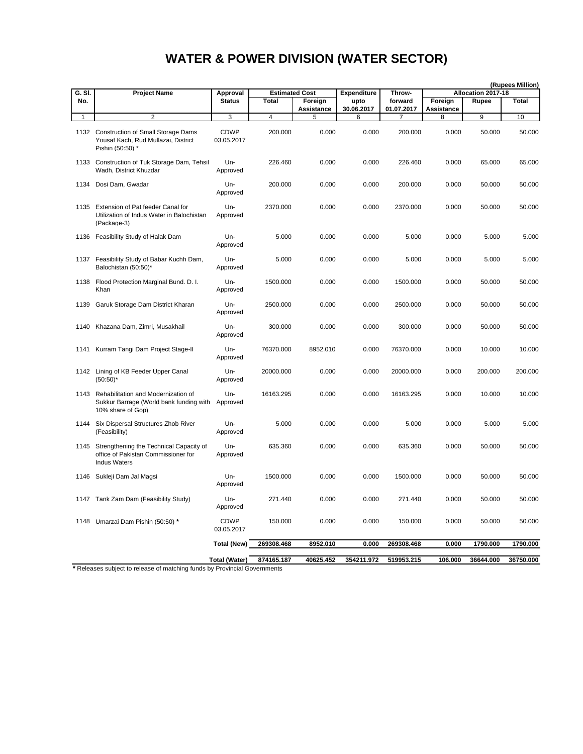# WATER & POWER DIVISION (WATER SECTOR)

(Rupees Million)

| G. Sl. No. | Project Name | Approval Status | Estimated Cost | | Expenditure upto 30.06.2017 | Throw-forward 01.07.2017 | Allocation 2017-18 | | |
|---|---|---|---|---|---|---|---|---|---|
| | | | Total | Foreign Assistance | | | Foreign Assistance | Rupee | Total |
| 1 | 2 | 3 | 4 | 5 | 6 | 7 | 8 | 9 | 10 |
| 1132 | Construction of Small Storage Dams Yousaf Kach, Rud Mullazai, District Pishin (50:50) * | CDWP 03.05.2017 | 200.000 | 0.000 | 0.000 | 200.000 | 0.000 | 50.000 | 50.000 |
| 1133 | Construction of Tuk Storage Dam, Tehsil Wadh, District Khuzdar | Un-Approved | 226.460 | 0.000 | 0.000 | 226.460 | 0.000 | 65.000 | 65.000 |
| 1134 | Dosi Dam, Gwadar | Un-Approved | 200.000 | 0.000 | 0.000 | 200.000 | 0.000 | 50.000 | 50.000 |
| 1135 | Extension of Pat feeder Canal for Utilization of Indus Water in Balochistan (Package-3) | Un-Approved | 2370.000 | 0.000 | 0.000 | 2370.000 | 0.000 | 50.000 | 50.000 |
| 1136 | Feasibility Study of Halak Dam | Un-Approved | 5.000 | 0.000 | 0.000 | 5.000 | 0.000 | 5.000 | 5.000 |
| 1137 | Feasibility Study of Babar Kuchh Dam, Balochistan (50:50)* | Un-Approved | 5.000 | 0.000 | 0.000 | 5.000 | 0.000 | 5.000 | 5.000 |
| 1138 | Flood Protection Marginal Bund. D. I. Khan | Un-Approved | 1500.000 | 0.000 | 0.000 | 1500.000 | 0.000 | 50.000 | 50.000 |
| 1139 | Garuk Storage Dam District Kharan | Un-Approved | 2500.000 | 0.000 | 0.000 | 2500.000 | 0.000 | 50.000 | 50.000 |
| 1140 | Khazana Dam, Zimri, Musakhail | Un-Approved | 300.000 | 0.000 | 0.000 | 300.000 | 0.000 | 50.000 | 50.000 |
| 1141 | Kurram Tangi Dam Project Stage-II | Un-Approved | 76370.000 | 8952.010 | 0.000 | 76370.000 | 0.000 | 10.000 | 10.000 |
| 1142 | Lining of KB Feeder Upper Canal (50:50)* | Un-Approved | 20000.000 | 0.000 | 0.000 | 20000.000 | 0.000 | 200.000 | 200.000 |
| 1143 | Rehabilitation and Modernization of Sukkur Barrage (World bank funding with 10% share of Gop) | Un-Approved | 16163.295 | 0.000 | 0.000 | 16163.295 | 0.000 | 10.000 | 10.000 |
| 1144 | Six Dispersal Structures Zhob River (Feasibility) | Un-Approved | 5.000 | 0.000 | 0.000 | 5.000 | 0.000 | 5.000 | 5.000 |
| 1145 | Strengthening the Technical Capacity of office of Pakistan Commissioner for Indus Waters | Un-Approved | 635.360 | 0.000 | 0.000 | 635.360 | 0.000 | 50.000 | 50.000 |
| 1146 | Sukleji Dam Jal Magsi | Un-Approved | 1500.000 | 0.000 | 0.000 | 1500.000 | 0.000 | 50.000 | 50.000 |
| 1147 | Tank Zam Dam (Feasibility Study) | Un-Approved | 271.440 | 0.000 | 0.000 | 271.440 | 0.000 | 50.000 | 50.000 |
| 1148 | Umarzai Dam Pishin (50:50) * | CDWP 03.05.2017 | 150.000 | 0.000 | 0.000 | 150.000 | 0.000 | 50.000 | 50.000 |
| | | **Total (New)** | **269308.468** | **8952.010** | **0.000** | **269308.468** | **0.000** | **1790.000** | **1790.000** |
| | | **Total (Water)** | **874165.187** | **40625.452** | **354211.972** | **519953.215** | **106.000** | **36644.000** | **36750.000** |

**\*** Releases subject to release of matching funds by Provincial Governments